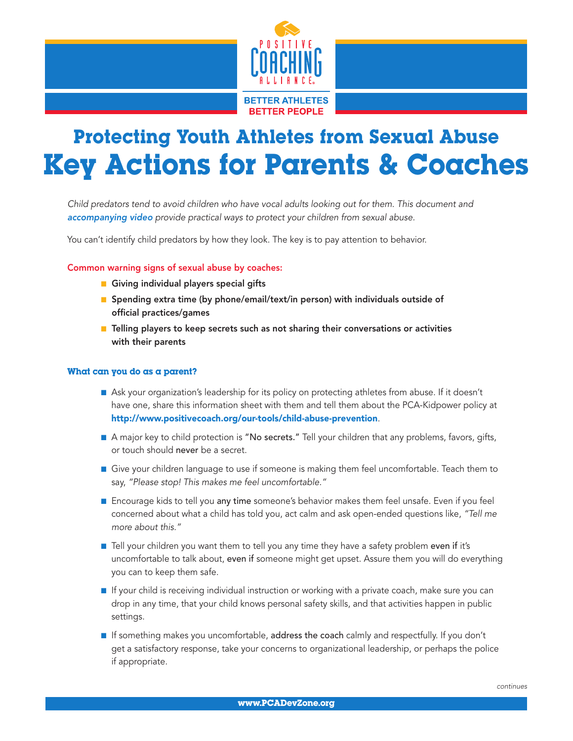POSITIVE COACHING ALLIANCE

BETTER ATHLETES
BETTER PEOPLE

# Protecting Youth Athletes from Sexual Abuse
# Key Actions for Parents & Coaches

*Child predators tend to avoid children who have vocal adults looking out for them. This document and* ***accompanying video*** *provide practical ways to protect your children from sexual abuse.*

You can't identify child predators by how they look. The key is to pay attention to behavior.

**Common warning signs of sexual abuse by coaches:**

- **Giving individual players special gifts**
- **Spending extra time (by phone/email/text/in person) with individuals outside of official practices/games**
- **Telling players to keep secrets such as not sharing their conversations or activities with their parents**

### What can you do as a parent?

- Ask your organization's leadership for its policy on protecting athletes from abuse. If it doesn't have one, share this information sheet with them and tell them about the PCA-Kidpower policy at **http://www.positivecoach.org/our-tools/child-abuse-prevention**.
- A major key to child protection is **"No secrets."** Tell your children that any problems, favors, gifts, or touch should **never** be a secret.
- Give your children language to use if someone is making them feel uncomfortable. Teach them to say, *"Please stop! This makes me feel uncomfortable."*
- Encourage kids to tell you **any time** someone's behavior makes them feel unsafe. Even if you feel concerned about what a child has told you, act calm and ask open-ended questions like, *"Tell me more about this."*
- Tell your children you want them to tell you any time they have a safety problem **even if** it's uncomfortable to talk about, **even if** someone might get upset. Assure them you will do everything you can to keep them safe.
- If your child is receiving individual instruction or working with a private coach, make sure you can drop in any time, that your child knows personal safety skills, and that activities happen in public settings.
- If something makes you uncomfortable, **address the coach** calmly and respectfully. If you don't get a satisfactory response, take your concerns to organizational leadership, or perhaps the police if appropriate.

*continues*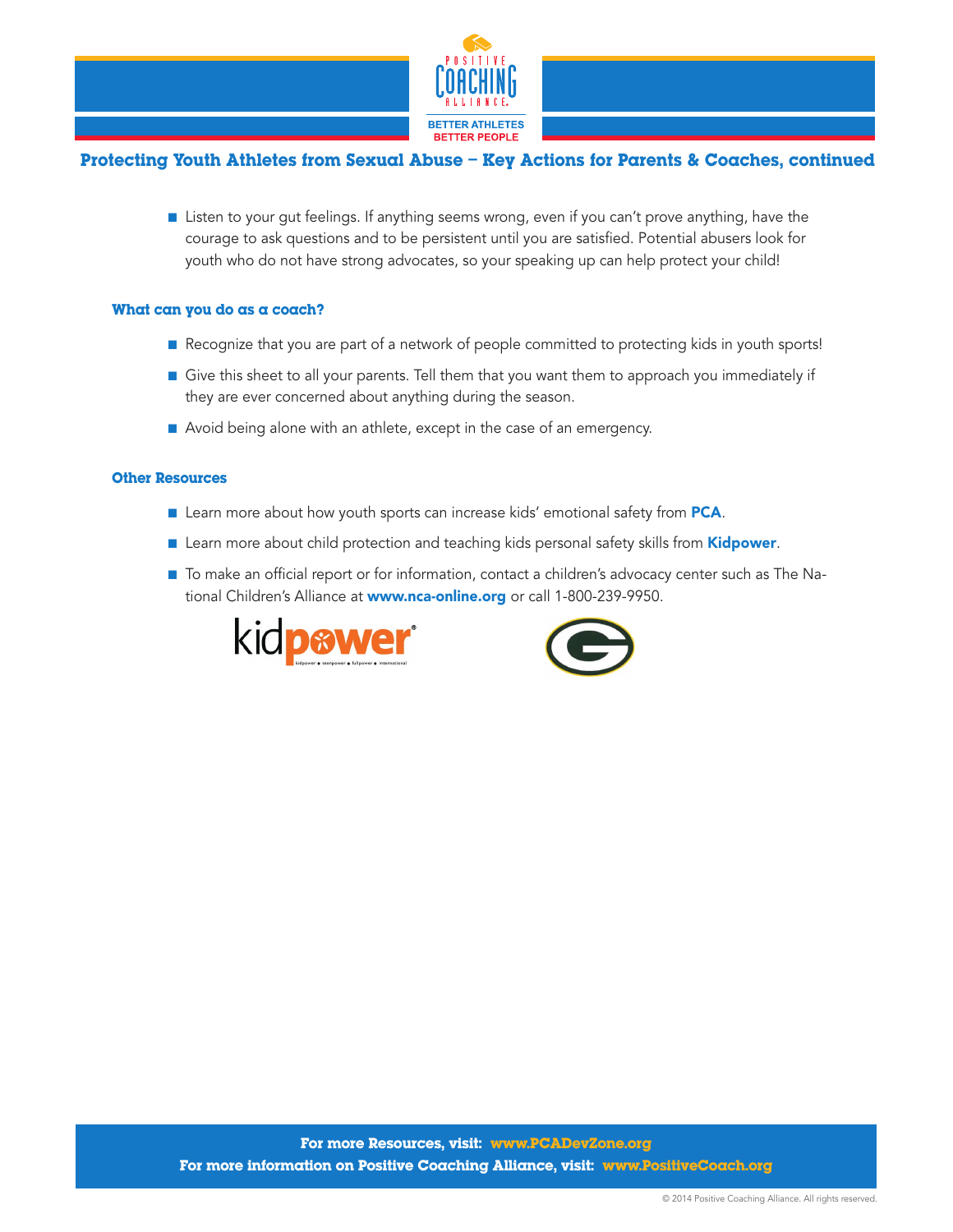## Protecting Youth Athletes from Sexual Abuse – Key Actions for Parents & Coaches, continued

- Listen to your gut feelings. If anything seems wrong, even if you can't prove anything, have the courage to ask questions and to be persistent until you are satisfied. Potential abusers look for youth who do not have strong advocates, so your speaking up can help protect your child!

### What can you do as a coach?

- Recognize that you are part of a network of people committed to protecting kids in youth sports!
- Give this sheet to all your parents. Tell them that you want them to approach you immediately if they are ever concerned about anything during the season.
- Avoid being alone with an athlete, except in the case of an emergency.

### Other Resources

- Learn more about how youth sports can increase kids' emotional safety from **PCA**.
- Learn more about child protection and teaching kids personal safety skills from **Kidpower**.
- To make an official report or for information, contact a children's advocacy center such as The National Children's Alliance at **www.nca-online.org** or call 1-800-239-9950.

**For more Resources, visit: www.PCADevZone.org**
**For more information on Positive Coaching Alliance, visit: www.PositiveCoach.org**

© 2014 Positive Coaching Alliance. All rights reserved.